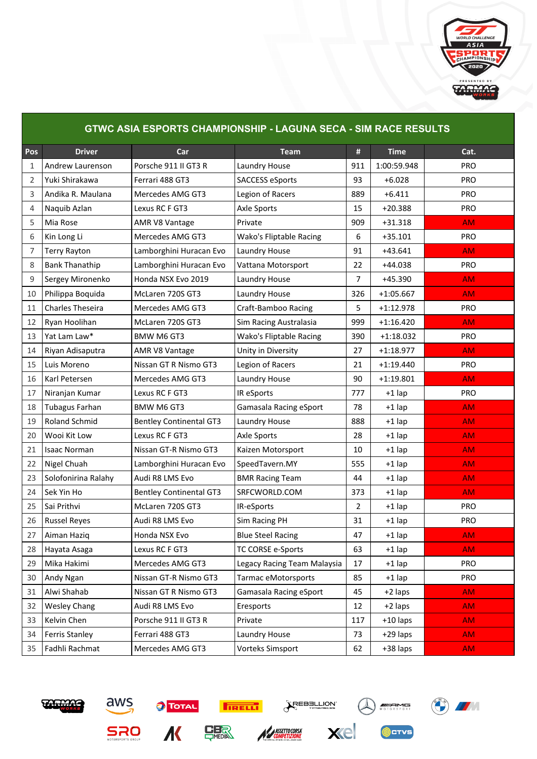## GTWC ASIA ESPORTS CHAMPIONSHIP - LAGUNA SECA - SIM RACE RESULTS

| Pos | Driver | Car | Team | # | Time | Cat. |
|---|---|---|---|---|---|---|
| 1 | Andrew Laurenson | Porsche 911 II GT3 R | Laundry House | 911 | 1:00:59.948 | PRO |
| 2 | Yuki Shirakawa | Ferrari 488 GT3 | SACCESS eSports | 93 | +6.028 | PRO |
| 3 | Andika R. Maulana | Mercedes AMG GT3 | Legion of Racers | 889 | +6.411 | PRO |
| 4 | Naquib Azlan | Lexus RC F GT3 | Axle Sports | 15 | +20.388 | PRO |
| 5 | Mia Rose | AMR V8 Vantage | Private | 909 | +31.318 | AM |
| 6 | Kin Long Li | Mercedes AMG GT3 | Wako's Fliptable Racing | 6 | +35.101 | PRO |
| 7 | Terry Rayton | Lamborghini Huracan Evo | Laundry House | 91 | +43.641 | AM |
| 8 | Bank Thanathip | Lamborghini Huracan Evo | Vattana Motorsport | 22 | +44.038 | PRO |
| 9 | Sergey Mironenko | Honda NSX Evo 2019 | Laundry House | 7 | +45.390 | AM |
| 10 | Philippa Boquida | McLaren 720S GT3 | Laundry House | 326 | +1:05.667 | AM |
| 11 | Charles Theseira | Mercedes AMG GT3 | Craft-Bamboo Racing | 5 | +1:12.978 | PRO |
| 12 | Ryan Hoolihan | McLaren 720S GT3 | Sim Racing Australasia | 999 | +1:16.420 | AM |
| 13 | Yat Lam Law* | BMW M6 GT3 | Wako's Fliptable Racing | 390 | +1:18.032 | PRO |
| 14 | Riyan Adisaputra | AMR V8 Vantage | Unity in Diversity | 27 | +1:18.977 | AM |
| 15 | Luis Moreno | Nissan GT R Nismo GT3 | Legion of Racers | 21 | +1:19.440 | PRO |
| 16 | Karl Petersen | Mercedes AMG GT3 | Laundry House | 90 | +1:19.801 | AM |
| 17 | Niranjan Kumar | Lexus RC F GT3 | IR eSports | 777 | +1 lap | PRO |
| 18 | Tubagus Farhan | BMW M6 GT3 | Gamasala Racing eSport | 78 | +1 lap | AM |
| 19 | Roland Schmid | Bentley Continental GT3 | Laundry House | 888 | +1 lap | AM |
| 20 | Wooi Kit Low | Lexus RC F GT3 | Axle Sports | 28 | +1 lap | AM |
| 21 | Isaac Norman | Nissan GT-R Nismo GT3 | Kaizen Motorsport | 10 | +1 lap | AM |
| 22 | Nigel Chuah | Lamborghini Huracan Evo | SpeedTavern.MY | 555 | +1 lap | AM |
| 23 | Solofonirina Ralahy | Audi R8 LMS Evo | BMR Racing Team | 44 | +1 lap | AM |
| 24 | Sek Yin Ho | Bentley Continental GT3 | SRFCWORLD.COM | 373 | +1 lap | AM |
| 25 | Sai Prithvi | McLaren 720S GT3 | IR-eSports | 2 | +1 lap | PRO |
| 26 | Russel Reyes | Audi R8 LMS Evo | Sim Racing PH | 31 | +1 lap | PRO |
| 27 | Aiman Haziq | Honda NSX Evo | Blue Steel Racing | 47 | +1 lap | AM |
| 28 | Hayata Asaga | Lexus RC F GT3 | TC CORSE e-Sports | 63 | +1 lap | AM |
| 29 | Mika Hakimi | Mercedes AMG GT3 | Legacy Racing Team Malaysia | 17 | +1 lap | PRO |
| 30 | Andy Ngan | Nissan GT-R Nismo GT3 | Tarmac eMotorsports | 85 | +1 lap | PRO |
| 31 | Alwi Shahab | Nissan GT R Nismo GT3 | Gamasala Racing eSport | 45 | +2 laps | AM |
| 32 | Wesley Chang | Audi R8 LMS Evo | Eresports | 12 | +2 laps | AM |
| 33 | Kelvin Chen | Porsche 911 II GT3 R | Private | 117 | +10 laps | AM |
| 34 | Ferris Stanley | Ferrari 488 GT3 | Laundry House | 73 | +29 laps | AM |
| 35 | Fadhli Rachmat | Mercedes AMG GT3 | Vorteks Simsport | 62 | +38 laps | AM |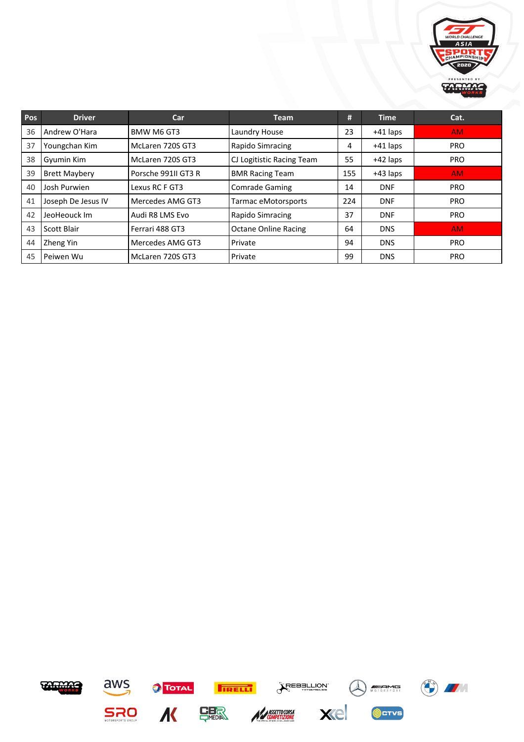| Pos | Driver | Car | Team | # | Time | Cat. |
|---|---|---|---|---|---|---|
| 36 | Andrew O'Hara | BMW M6 GT3 | Laundry House | 23 | +41 laps | AM |
| 37 | Youngchan Kim | McLaren 720S GT3 | Rapido Simracing | 4 | +41 laps | PRO |
| 38 | Gyumin Kim | McLaren 720S GT3 | CJ Logitistic Racing Team | 55 | +42 laps | PRO |
| 39 | Brett Maybery | Porsche 991II GT3 R | BMR Racing Team | 155 | +43 laps | AM |
| 40 | Josh Purwien | Lexus RC F GT3 | Comrade Gaming | 14 | DNF | PRO |
| 41 | Joseph De Jesus IV | Mercedes AMG GT3 | Tarmac eMotorsports | 224 | DNF | PRO |
| 42 | JeoHeouck Im | Audi R8 LMS Evo | Rapido Simracing | 37 | DNF | PRO |
| 43 | Scott Blair | Ferrari 488 GT3 | Octane Online Racing | 64 | DNS | AM |
| 44 | Zheng Yin | Mercedes AMG GT3 | Private | 94 | DNS | PRO |
| 45 | Peiwen Wu | McLaren 720S GT3 | Private | 99 | DNS | PRO |